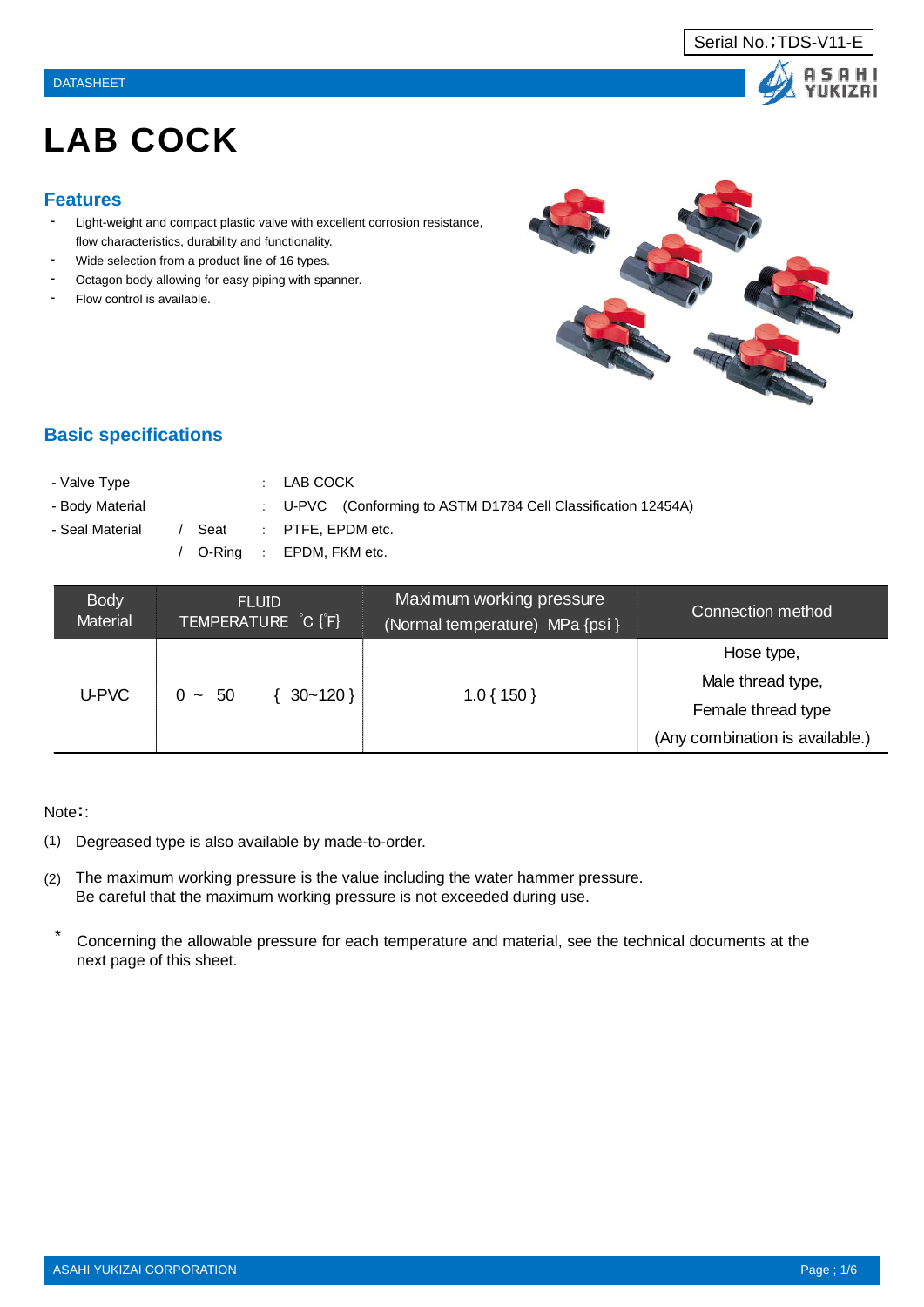Serial No.;TDS-V11-E

DATASHEET

# LAB COCK

## Features

- Light-weight and compact plastic valve with excellent corrosion resistance, flow characteristics, durability and functionality.
- Wide selection from a product line of 16 types.
- Octagon body allowing for easy piping with spanner.
- Flow control is available.

## Basic specifications

- Valve Type : LAB COCK
- Body Material : U-PVC (Conforming to ASTM D1784 Cell Classification 12454A)
- Seal Material / Seat : PTFE, EPDM etc.
  / O-Ring : EPDM, FKM etc.

| Body Material | FLUID TEMPERATURE ℃ {°F} | Maximum working pressure (Normal temperature) MPa {psi} | Connection method |
|---|---|---|---|
| U-PVC | 0 ~ 50 { 30~120 } | 1.0 { 150 } | Hose type, Male thread type, Female thread type (Any combination is available.) |

Note::

(1) Degreased type is also available by made-to-order.

(2) The maximum working pressure is the value including the water hammer pressure.
Be careful that the maximum working pressure is not exceeded during use.

* Concerning the allowable pressure for each temperature and material, see the technical documents at the next page of this sheet.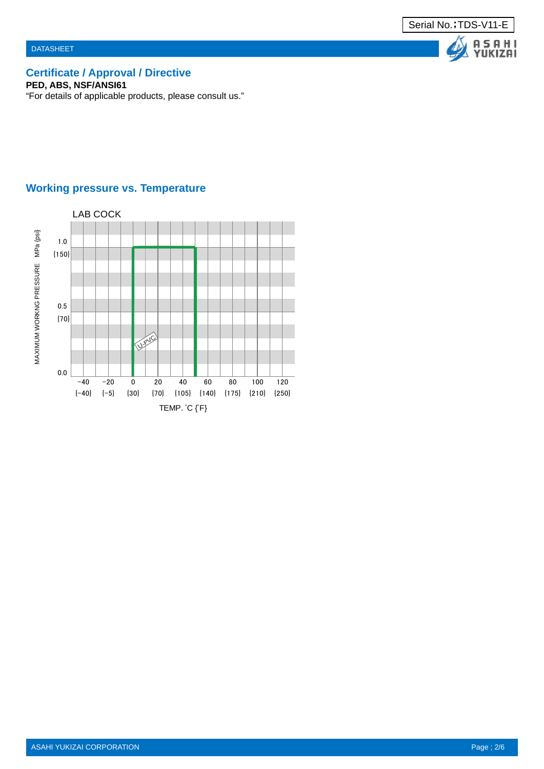## Certificate / Approval / Directive

**PED, ABS, NSF/ANSI61**

"For details of applicable products, please consult us."

## Working pressure vs. Temperature

LAB COCK

MAXIMUM WORKNG PRESSURE MPa {psi}

1.0 {150}

0.5 {70}

0.0

U-PVC

−40 {−40} −20 {−5} 0 {30} 20 {70} 40 {105} 60 {140} 80 {175} 100 {210} 120 {250}

TEMP. ˚C {˚F}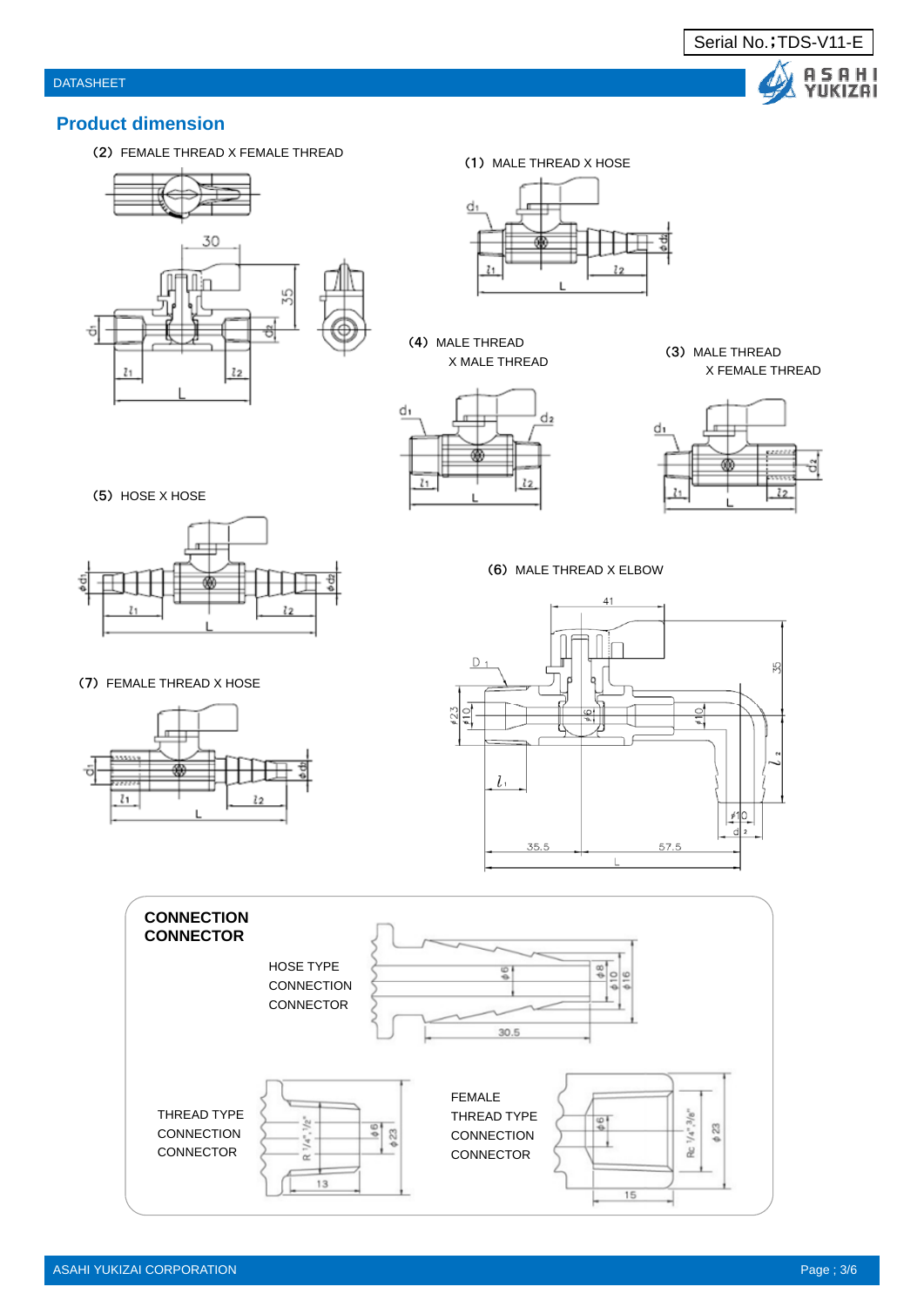Serial No.；TDS-V11-E

DATASHEET

## Product dimension

（2） FEMALE THREAD X FEMALE THREAD

（1） MALE THREAD X HOSE

（4） MALE THREAD X MALE THREAD

（3） MALE THREAD X FEMALE THREAD

（5） HOSE X HOSE

（6） MALE THREAD X ELBOW

（7） FEMALE THREAD X HOSE

**CONNECTION CONNECTOR**

HOSE TYPE CONNECTION CONNECTOR

THREAD TYPE CONNECTION CONNECTOR

FEMALE THREAD TYPE CONNECTION CONNECTOR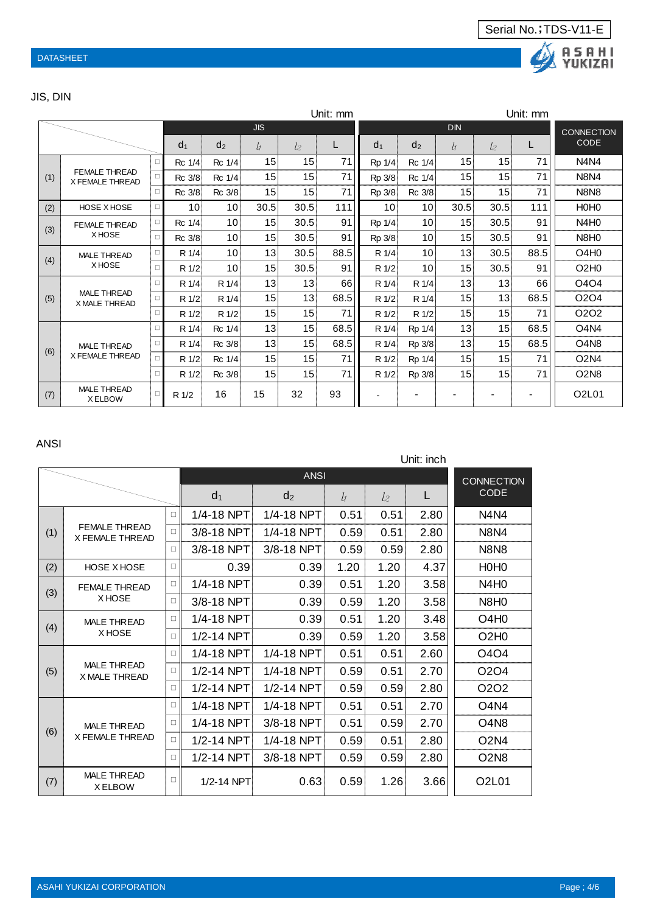Serial No.;TDS-V11-E

DATASHEET

## JIS, DIN

Unit: mm (JIS) / Unit: mm (DIN)

| | | | JIS | | | | | DIN | | | | | CONNECTION CODE |
|---|---|---|---|---|---|---|---|---|---|---|---|---|---|
| | | | $d_1$ | $d_2$ | $l_1$ | $l_2$ | L | $d_1$ | $d_2$ | $l_1$ | $l_2$ | L | |
| (1) | FEMALE THREAD X FEMALE THREAD | □ | Rc 1/4 | Rc 1/4 | 15 | 15 | 71 | Rp 1/4 | Rc 1/4 | 15 | 15 | 71 | N4N4 |
| | | □ | Rc 3/8 | Rc 1/4 | 15 | 15 | 71 | Rp 3/8 | Rc 1/4 | 15 | 15 | 71 | N8N4 |
| | | □ | Rc 3/8 | Rc 3/8 | 15 | 15 | 71 | Rp 3/8 | Rc 3/8 | 15 | 15 | 71 | N8N8 |
| (2) | HOSE X HOSE | □ | 10 | 10 | 30.5 | 30.5 | 111 | 10 | 10 | 30.5 | 30.5 | 111 | H0H0 |
| (3) | FEMALE THREAD X HOSE | □ | Rc 1/4 | 10 | 15 | 30.5 | 91 | Rp 1/4 | 10 | 15 | 30.5 | 91 | N4H0 |
| | | □ | Rc 3/8 | 10 | 15 | 30.5 | 91 | Rp 3/8 | 10 | 15 | 30.5 | 91 | N8H0 |
| (4) | MALE THREAD X HOSE | □ | R 1/4 | 10 | 13 | 30.5 | 88.5 | R 1/4 | 10 | 13 | 30.5 | 88.5 | O4H0 |
| | | □ | R 1/2 | 10 | 15 | 30.5 | 91 | R 1/2 | 10 | 15 | 30.5 | 91 | O2H0 |
| (5) | MALE THREAD X MALE THREAD | □ | R 1/4 | R 1/4 | 13 | 13 | 66 | R 1/4 | R 1/4 | 13 | 13 | 66 | O4O4 |
| | | □ | R 1/2 | R 1/4 | 15 | 13 | 68.5 | R 1/2 | R 1/4 | 15 | 13 | 68.5 | O2O4 |
| | | □ | R 1/2 | R 1/2 | 15 | 15 | 71 | R 1/2 | R 1/2 | 15 | 15 | 71 | O2O2 |
| (6) | MALE THREAD X FEMALE THREAD | □ | R 1/4 | Rc 1/4 | 13 | 15 | 68.5 | R 1/4 | Rp 1/4 | 13 | 15 | 68.5 | O4N4 |
| | | □ | R 1/4 | Rc 3/8 | 13 | 15 | 68.5 | R 1/4 | Rp 3/8 | 13 | 15 | 68.5 | O4N8 |
| | | □ | R 1/2 | Rc 1/4 | 15 | 15 | 71 | R 1/2 | Rp 1/4 | 15 | 15 | 71 | O2N4 |
| | | □ | R 1/2 | Rc 3/8 | 15 | 15 | 71 | R 1/2 | Rp 3/8 | 15 | 15 | 71 | O2N8 |
| (7) | MALE THREAD X ELBOW | □ | R 1/2 | 16 | 15 | 32 | 93 | - | - | - | - | - | O2L01 |

## ANSI

Unit: inch

| | | | ANSI | | | | | CONNECTION CODE |
|---|---|---|---|---|---|---|---|---|
| | | | $d_1$ | $d_2$ | $l_1$ | $l_2$ | L | |
| (1) | FEMALE THREAD X FEMALE THREAD | □ | 1/4-18 NPT | 1/4-18 NPT | 0.51 | 0.51 | 2.80 | N4N4 |
| | | □ | 3/8-18 NPT | 1/4-18 NPT | 0.59 | 0.51 | 2.80 | N8N4 |
| | | □ | 3/8-18 NPT | 3/8-18 NPT | 0.59 | 0.59 | 2.80 | N8N8 |
| (2) | HOSE X HOSE | □ | 0.39 | 0.39 | 1.20 | 1.20 | 4.37 | H0H0 |
| (3) | FEMALE THREAD X HOSE | □ | 1/4-18 NPT | 0.39 | 0.51 | 1.20 | 3.58 | N4H0 |
| | | □ | 3/8-18 NPT | 0.39 | 0.59 | 1.20 | 3.58 | N8H0 |
| (4) | MALE THREAD X HOSE | □ | 1/4-18 NPT | 0.39 | 0.51 | 1.20 | 3.48 | O4H0 |
| | | □ | 1/2-14 NPT | 0.39 | 0.59 | 1.20 | 3.58 | O2H0 |
| (5) | MALE THREAD X MALE THREAD | □ | 1/4-18 NPT | 1/4-18 NPT | 0.51 | 0.51 | 2.60 | O4O4 |
| | | □ | 1/2-14 NPT | 1/4-18 NPT | 0.59 | 0.51 | 2.70 | O2O4 |
| | | □ | 1/2-14 NPT | 1/2-14 NPT | 0.59 | 0.59 | 2.80 | O2O2 |
| (6) | MALE THREAD X FEMALE THREAD | □ | 1/4-18 NPT | 1/4-18 NPT | 0.51 | 0.51 | 2.70 | O4N4 |
| | | □ | 1/4-18 NPT | 3/8-18 NPT | 0.51 | 0.59 | 2.70 | O4N8 |
| | | □ | 1/2-14 NPT | 1/4-18 NPT | 0.59 | 0.51 | 2.80 | O2N4 |
| | | □ | 1/2-14 NPT | 3/8-18 NPT | 0.59 | 0.59 | 2.80 | O2N8 |
| (7) | MALE THREAD X ELBOW | □ | 1/2-14 NPT | 0.63 | 0.59 | 1.26 | 3.66 | O2L01 |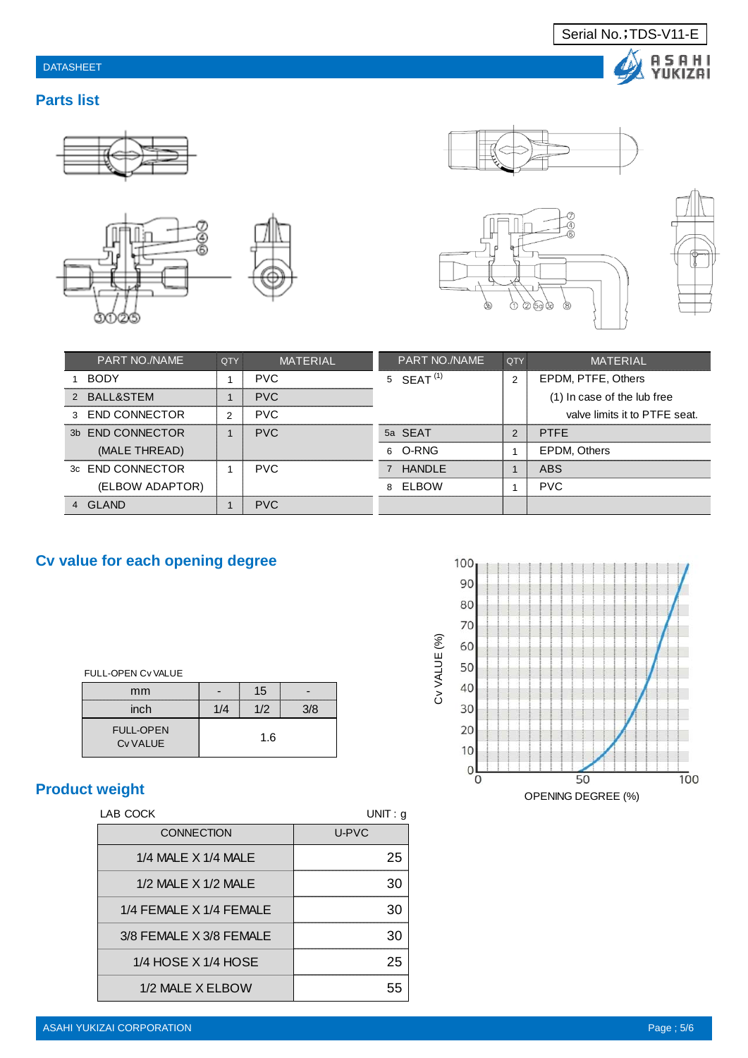Serial No.;TDS-V11-E

DATASHEET

## Parts list

| PART NO./NAME | QTY | MATERIAL | PART NO./NAME | QTY | MATERIAL |
|---|---|---|---|---|---|
| 1 BODY | 1 | PVC | 5 SEAT [1] | 2 | EPDM, PTFE, Others |
| 2 BALL&STEM | 1 | PVC | | | (1) In case of the lub free |
| 3 END CONNECTOR | 2 | PVC | | | valve limits it to PTFE seat. |
| 3b END CONNECTOR (MALE THREAD) | 1 | PVC | 5a SEAT | 2 | PTFE |
| | | | 6 O-RNG | 1 | EPDM, Others |
| 3c END CONNECTOR (ELBOW ADAPTOR) | 1 | PVC | 7 HANDLE | 1 | ABS |
| | | | 8 ELBOW | 1 | PVC |
| 4 GLAND | 1 | PVC | | | |

## Cv value for each opening degree

FULL-OPEN Cv VALUE

| mm | - | 15 | - |
|---|---|---|---|
| inch | 1/4 | 1/2 | 3/8 |
| FULL-OPEN Cv VALUE | 1.6 | | |

Cv VALUE (%) vs. OPENING DEGREE (%)

## Product weight

LAB COCK — UNIT : g

| CONNECTION | U-PVC |
|---|---|
| 1/4 MALE X 1/4 MALE | 25 |
| 1/2 MALE X 1/2 MALE | 30 |
| 1/4 FEMALE X 1/4 FEMALE | 30 |
| 3/8 FEMALE X 3/8 FEMALE | 30 |
| 1/4 HOSE X 1/4 HOSE | 25 |
| 1/2 MALE X ELBOW | 55 |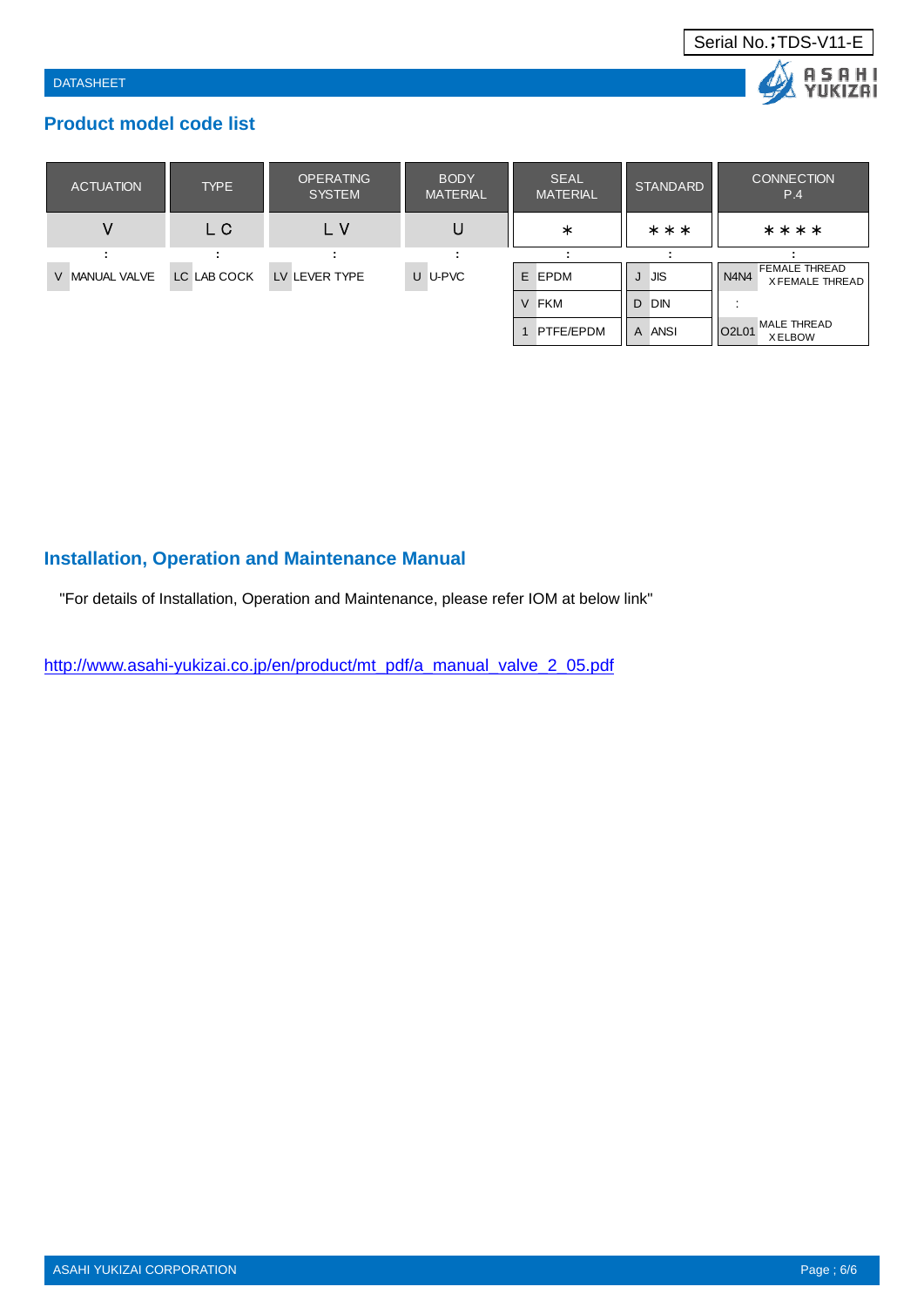Serial No.；TDS-V11-E

## Product model code list

| ACTUATION | TYPE | OPERATING SYSTEM | BODY MATERIAL | SEAL MATERIAL | STANDARD | CONNECTION P.4 |
|---|---|---|---|---|---|---|
| V | L C | L V | U | ＊ | ＊＊＊ | ＊＊＊＊ |
| : | : | : | : | : | : | : |
| V MANUAL VALVE | LC LAB COCK | LV LEVER TYPE | U U-PVC | E EPDM | J JIS | N4N4 FEMALE THREAD XFEMALE THREAD |
| | | | | V FKM | D DIN | : |
| | | | | 1 PTFE/EPDM | A ANSI | O2L01 MALE THREAD XELBOW |

## Installation, Operation and Maintenance Manual

"For details of Installation, Operation and Maintenance, please refer IOM at below link"

http://www.asahi-yukizai.co.jp/en/product/mt_pdf/a_manual_valve_2_05.pdf